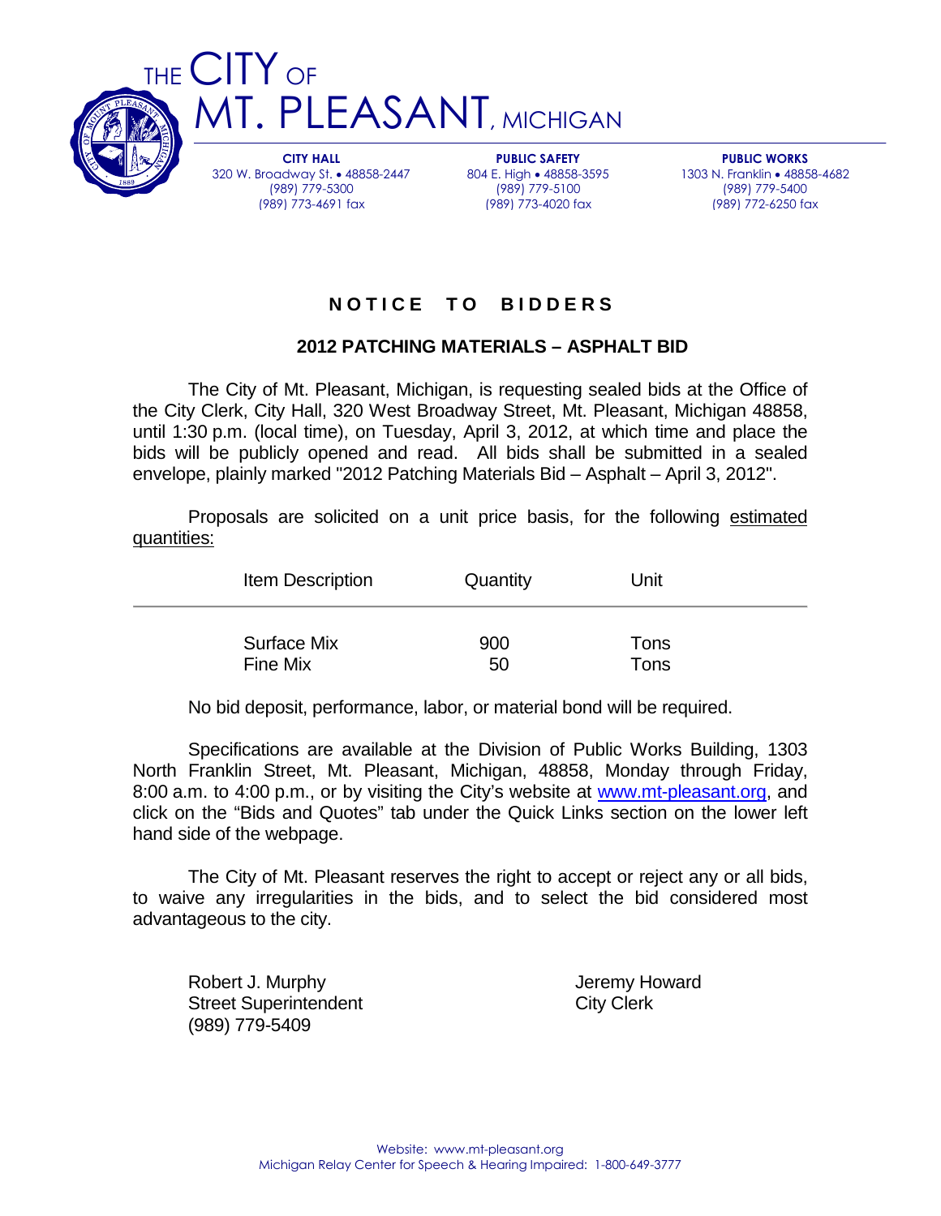# THE CITY OF MT. PLEASANT, MICHIGAN

**CITY HALL**
320 W. Broadway St. • 48858-2447
(989) 779-5300
(989) 773-4691 fax

**PUBLIC SAFETY**
804 E. High • 48858-3595
(989) 779-5100
(989) 773-4020 fax

**PUBLIC WORKS**
1303 N. Franklin • 48858-4682
(989) 779-5400
(989) 772-6250 fax

## NOTICE TO BIDDERS

### 2012 PATCHING MATERIALS – ASPHALT BID

The City of Mt. Pleasant, Michigan, is requesting sealed bids at the Office of the City Clerk, City Hall, 320 West Broadway Street, Mt. Pleasant, Michigan 48858, until 1:30 p.m. (local time), on Tuesday, April 3, 2012, at which time and place the bids will be publicly opened and read. All bids shall be submitted in a sealed envelope, plainly marked "2012 Patching Materials Bid – Asphalt – April 3, 2012".

Proposals are solicited on a unit price basis, for the following estimated quantities:

| Item Description | Quantity | Unit |
|---|---|---|
| Surface Mix | 900 | Tons |
| Fine Mix | 50 | Tons |

No bid deposit, performance, labor, or material bond will be required.

Specifications are available at the Division of Public Works Building, 1303 North Franklin Street, Mt. Pleasant, Michigan, 48858, Monday through Friday, 8:00 a.m. to 4:00 p.m., or by visiting the City's website at www.mt-pleasant.org, and click on the "Bids and Quotes" tab under the Quick Links section on the lower left hand side of the webpage.

The City of Mt. Pleasant reserves the right to accept or reject any or all bids, to waive any irregularities in the bids, and to select the bid considered most advantageous to the city.

Robert J. Murphy
Street Superintendent
(989) 779-5409

Jeremy Howard
City Clerk

Website: www.mt-pleasant.org
Michigan Relay Center for Speech & Hearing Impaired: 1-800-649-3777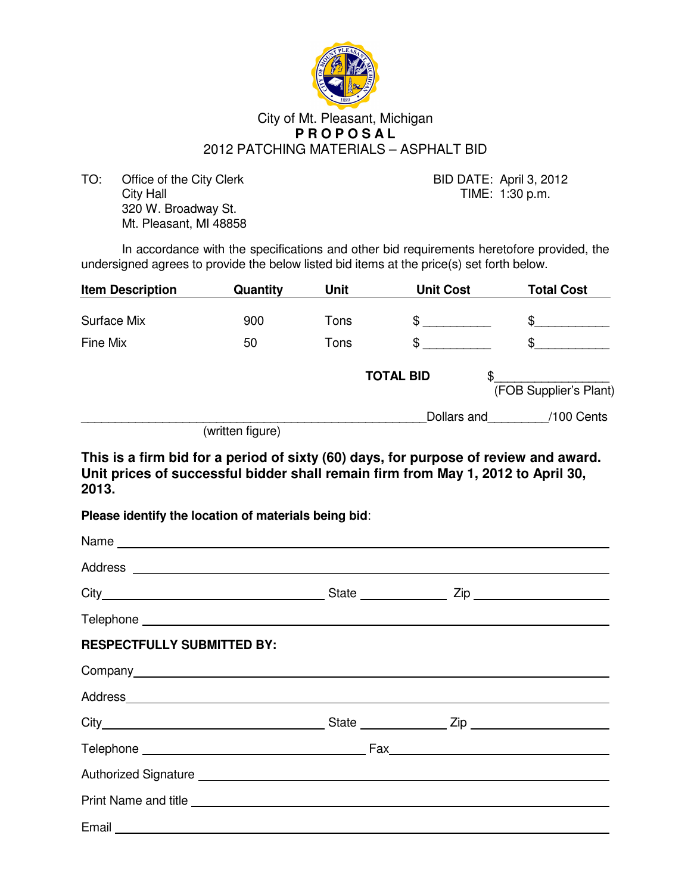City of Mt. Pleasant, Michigan

# P R O P O S A L

## 2012 PATCHING MATERIALS – ASPHALT BID

TO: Office of the City Clerk
City Hall
320 W. Broadway St.
Mt. Pleasant, MI 48858

BID DATE: April 3, 2012
TIME: 1:30 p.m.

In accordance with the specifications and other bid requirements heretofore provided, the undersigned agrees to provide the below listed bid items at the price(s) set forth below.

| Item Description | Quantity | Unit | Unit Cost | Total Cost |
|---|---|---|---|---|
| Surface Mix | 900 | Tons | $ __________ | $___________ |
| Fine Mix | 50 | Tons | $ __________ | $___________ |
| | | | **TOTAL BID** | $________________ (FOB Supplier's Plant) |

_____________________________________________Dollars and________/100 Cents
(written figure)

**This is a firm bid for a period of sixty (60) days, for purpose of review and award. Unit prices of successful bidder shall remain firm from May 1, 2012 to April 30, 2013.**

**Please identify the location of materials being bid**:

Name ____________________________________________

Address ____________________________________________

City ____________________ State __________ Zip ______________

Telephone ____________________________________________

**RESPECTFULLY SUBMITTED BY:**

Company ____________________________________________

Address ____________________________________________

City ____________________ State __________ Zip ______________

Telephone ____________________ Fax ____________________

Authorized Signature ____________________________________________

Print Name and title ____________________________________________

Email ____________________________________________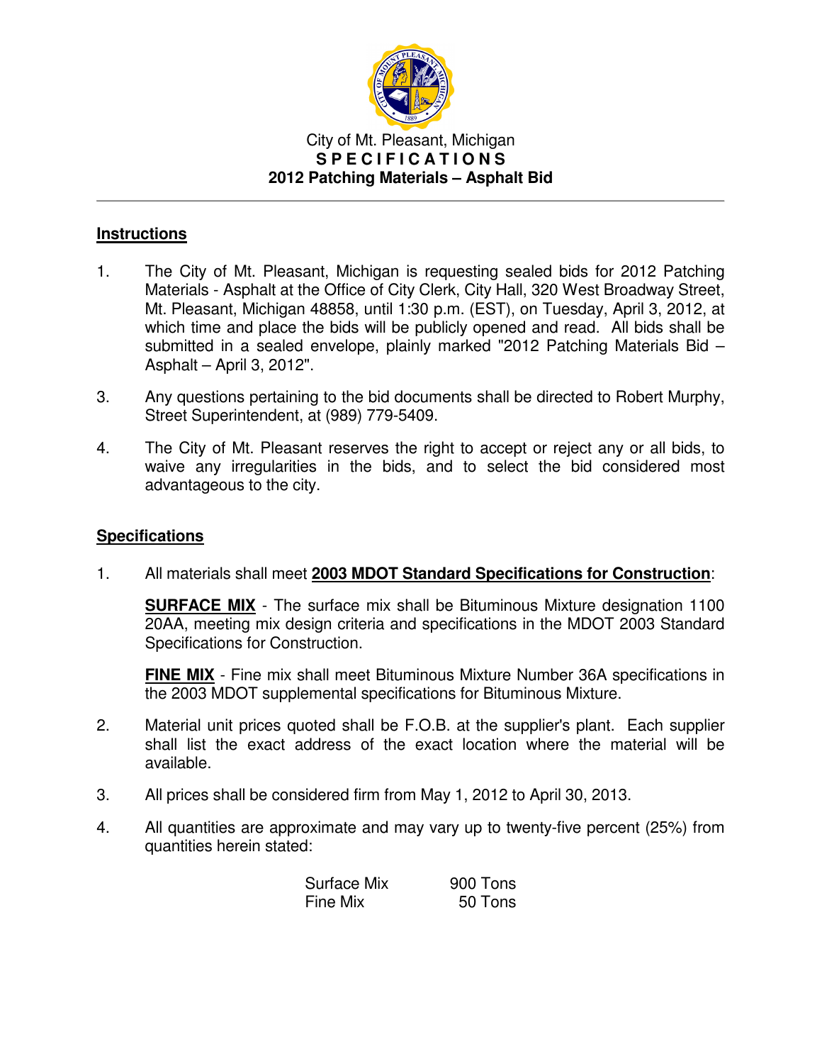City of Mt. Pleasant, Michigan

**S P E C I F I C A T I O N S**

**2012 Patching Materials – Asphalt Bid**

---

## Instructions

1. The City of Mt. Pleasant, Michigan is requesting sealed bids for 2012 Patching Materials - Asphalt at the Office of City Clerk, City Hall, 320 West Broadway Street, Mt. Pleasant, Michigan 48858, until 1:30 p.m. (EST), on Tuesday, April 3, 2012, at which time and place the bids will be publicly opened and read. All bids shall be submitted in a sealed envelope, plainly marked "2012 Patching Materials Bid – Asphalt – April 3, 2012".

3. Any questions pertaining to the bid documents shall be directed to Robert Murphy, Street Superintendent, at (989) 779-5409.

4. The City of Mt. Pleasant reserves the right to accept or reject any or all bids, to waive any irregularities in the bids, and to select the bid considered most advantageous to the city.

## Specifications

1. All materials shall meet **2003 MDOT Standard Specifications for Construction**:

   **SURFACE MIX** - The surface mix shall be Bituminous Mixture designation 1100 20AA, meeting mix design criteria and specifications in the MDOT 2003 Standard Specifications for Construction.

   **FINE MIX** - Fine mix shall meet Bituminous Mixture Number 36A specifications in the 2003 MDOT supplemental specifications for Bituminous Mixture.

2. Material unit prices quoted shall be F.O.B. at the supplier's plant. Each supplier shall list the exact address of the exact location where the material will be available.

3. All prices shall be considered firm from May 1, 2012 to April 30, 2013.

4. All quantities are approximate and may vary up to twenty-five percent (25%) from quantities herein stated:

| | |
|---|---|
| Surface Mix | 900 Tons |
| Fine Mix | 50 Tons |